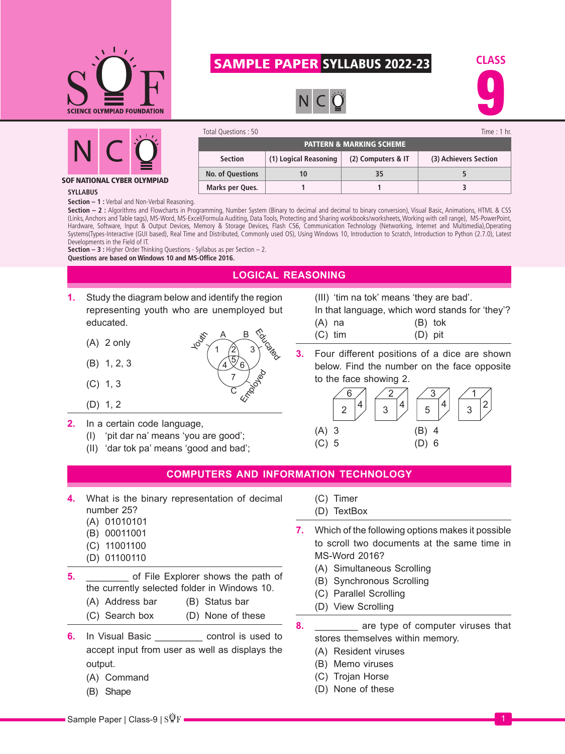# SAMPLE PAPER SYLLABUS 2022-23

NCO

CLASS 9

SCIENCE OLYMPIAD FOUNDATION

## SOF NATIONAL CYBER OLYMPIAD

Total Questions : 50 | Time : 1 hr.

| PATTERN & MARKING SCHEME | | | |
|---|---|---|---|
| Section | (1) Logical Reasoning | (2) Computers & IT | (3) Achievers Section |
| No. of Questions | 10 | 35 | 5 |
| Marks per Ques. | 1 | 1 | 3 |

**SYLLABUS**

**Section – 1 :** Verbal and Non-Verbal Reasoning.

**Section – 2 :** Algorithms and Flowcharts in Programming, Number System (Binary to decimal and decimal to binary conversion), Visual Basic, Animations, HTML & CSS (Links, Anchors and Table tags), MS-Word, MS-Excel(Formula Auditing, Data Tools, Protecting and Sharing workbooks/worksheets, Working with cell range), MS-PowerPoint, Hardware, Software, Input & Output Devices, Memory & Storage Devices, Flash CS6, Communication Technology (Networking, Internet and Multimedia),Operating Systems(Types-Interactive (GUI based), Real Time and Distributed, Commonly used OS), Using Windows 10, Introduction to Scratch, Introduction to Python (2.7.0), Latest Developments in the Field of IT.

**Section – 3 :** Higher Order Thinking Questions - Syllabus as per Section – 2.

**Questions are based on Windows 10 and MS-Office 2016.**

## LOGICAL REASONING

**1.** Study the diagram below and identify the region representing youth who are unemployed but educated.

(Diagram: three circles A – Youth, B – Educated, C – Employed; regions numbered 1, 2, 3, 4, 5, 6, 7)

(A) 2 only
(B) 1, 2, 3
(C) 1, 3
(D) 1, 2

**2.** In a certain code language,
(I) 'pit dar na' means 'you are good';
(II) 'dar tok pa' means 'good and bad';
(III) 'tim na tok' means 'they are bad'.

In that language, which word stands for 'they'?

(A) na  (B) tok
(C) tim  (D) pit

**3.** Four different positions of a dice are shown below. Find the number on the face opposite to the face showing 2.

(Dice positions: top 6, front 2, side 4; top 2, front 3, side 4; top 3, front 5, side 4; top 1, front 3, side 2)

(A) 3  (B) 4
(C) 5  (D) 6

## COMPUTERS AND INFORMATION TECHNOLOGY

**4.** What is the binary representation of decimal number 25?
(A) 01010101
(B) 00011001
(C) 11001100
(D) 01100110

**5.** ________ of File Explorer shows the path of the currently selected folder in Windows 10.
(A) Address bar  (B) Status bar
(C) Search box  (D) None of these

**6.** In Visual Basic _________ control is used to accept input from user as well as displays the output.
(A) Command
(B) Shape
(C) Timer
(D) TextBox

**7.** Which of the following options makes it possible to scroll two documents at the same time in MS-Word 2016?
(A) Simultaneous Scrolling
(B) Synchronous Scrolling
(C) Parallel Scrolling
(D) View Scrolling

**8.** ________ are type of computer viruses that stores themselves within memory.
(A) Resident viruses
(B) Memo viruses
(C) Trojan Horse
(D) None of these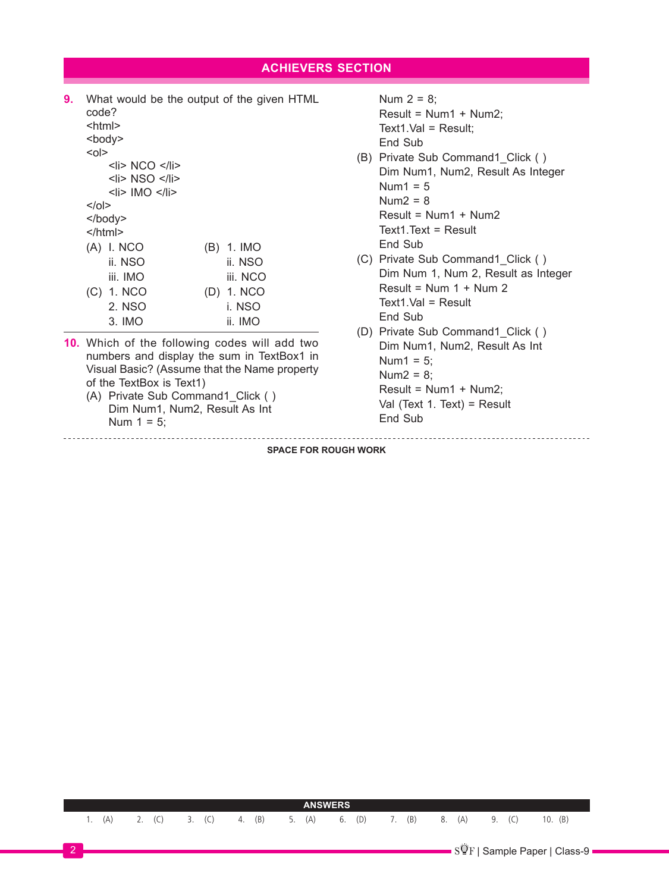## ACHIEVERS SECTION

**9.** What would be the output of the given HTML code?

```
<html>
<body>
<ol>
    <li> NCO </li>
    <li> NSO </li>
    <li> IMO </li>
</ol>
</body>
</html>
```

(A) I. NCO
ii. NSO
iii. IMO

(B) 1. IMO
ii. NSO
iii. NCO

(C) 1. NCO
2. NSO
3. IMO

(D) 1. NCO
i. NSO
ii. IMO

**10.** Which of the following codes will add two numbers and display the sum in TextBox1 in Visual Basic? (Assume that the Name property of the TextBox is Text1)

(A)
```
Private Sub Command1_Click ( )
Dim Num1, Num2, Result As Int
Num 1 = 5;
Num 2 = 8;
Result = Num1 + Num2;
Text1.Val = Result;
End Sub
```

(B)
```
Private Sub Command1_Click ( )
Dim Num1, Num2, Result As Integer
Num1 = 5
Num2 = 8
Result = Num1 + Num2
Text1.Text = Result
End Sub
```

(C)
```
Private Sub Command1_Click ( )
Dim Num 1, Num 2, Result as Integer
Result = Num 1 + Num 2
Text1.Val = Result
End Sub
```

(D)
```
Private Sub Command1_Click ( )
Dim Num1, Num2, Result As Int
Num1 = 5;
Num2 = 8;
Result = Num1 + Num2;
Val (Text 1. Text) = Result
End Sub
```

SPACE FOR ROUGH WORK

### ANSWERS

| | | | | | | | | | |
|---|---|---|---|---|---|---|---|---|---|
| 1. (A) | 2. (C) | 3. (C) | 4. (B) | 5. (A) | 6. (D) | 7. (B) | 8. (A) | 9. (C) | 10. (B) |